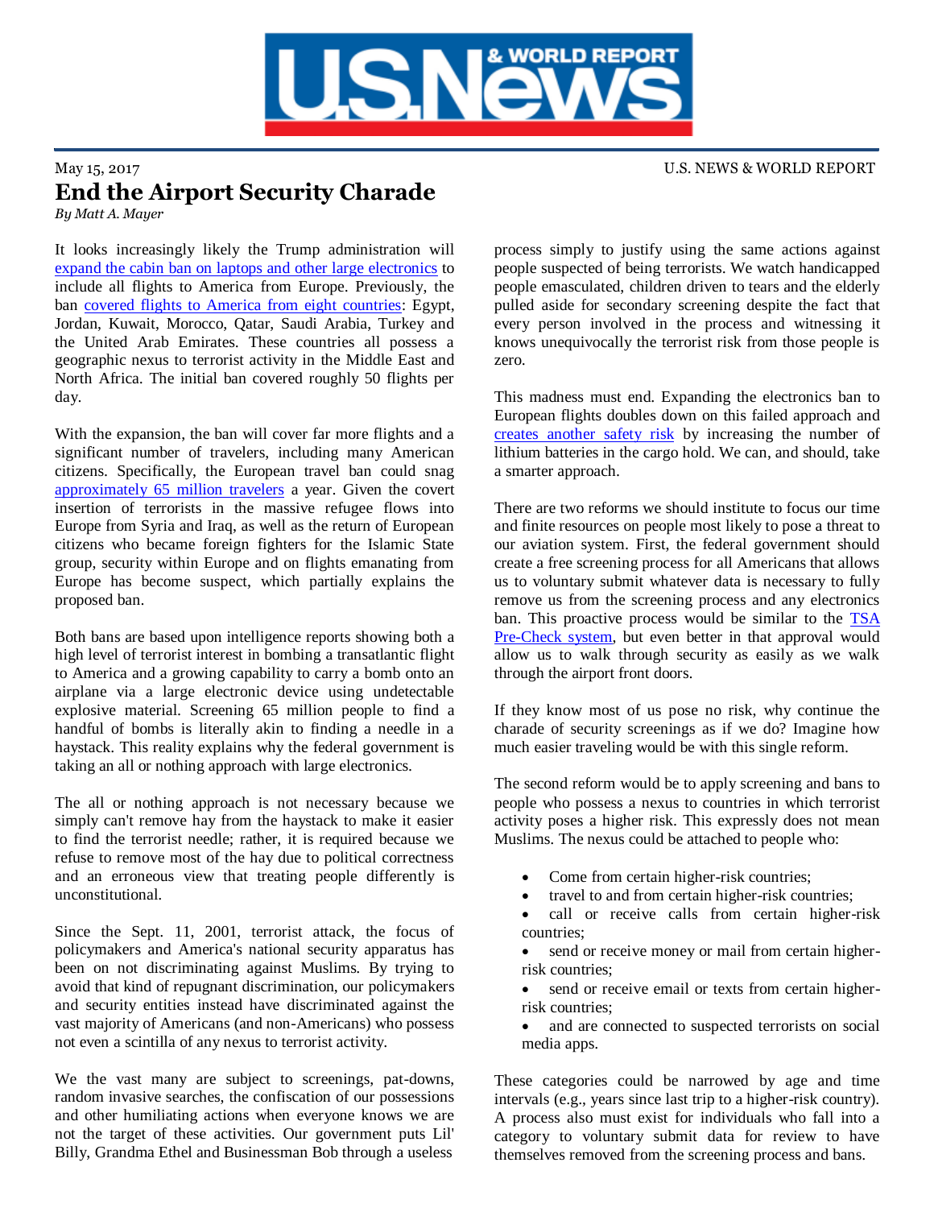May 15, 2017

U.S. NEWS & WORLD REPORT

# End the Airport Security Charade

*By Matt A. Mayer*

It looks increasingly likely the Trump administration will expand the cabin ban on laptops and other large electronics to include all flights to America from Europe. Previously, the ban covered flights to America from eight countries: Egypt, Jordan, Kuwait, Morocco, Qatar, Saudi Arabia, Turkey and the United Arab Emirates. These countries all possess a geographic nexus to terrorist activity in the Middle East and North Africa. The initial ban covered roughly 50 flights per day.

With the expansion, the ban will cover far more flights and a significant number of travelers, including many American citizens. Specifically, the European travel ban could snag approximately 65 million travelers a year. Given the covert insertion of terrorists in the massive refugee flows into Europe from Syria and Iraq, as well as the return of European citizens who became foreign fighters for the Islamic State group, security within Europe and on flights emanating from Europe has become suspect, which partially explains the proposed ban.

Both bans are based upon intelligence reports showing both a high level of terrorist interest in bombing a transatlantic flight to America and a growing capability to carry a bomb onto an airplane via a large electronic device using undetectable explosive material. Screening 65 million people to find a handful of bombs is literally akin to finding a needle in a haystack. This reality explains why the federal government is taking an all or nothing approach with large electronics.

The all or nothing approach is not necessary because we simply can't remove hay from the haystack to make it easier to find the terrorist needle; rather, it is required because we refuse to remove most of the hay due to political correctness and an erroneous view that treating people differently is unconstitutional.

Since the Sept. 11, 2001, terrorist attack, the focus of policymakers and America's national security apparatus has been on not discriminating against Muslims. By trying to avoid that kind of repugnant discrimination, our policymakers and security entities instead have discriminated against the vast majority of Americans (and non-Americans) who possess not even a scintilla of any nexus to terrorist activity.

We the vast many are subject to screenings, pat-downs, random invasive searches, the confiscation of our possessions and other humiliating actions when everyone knows we are not the target of these activities. Our government puts Lil' Billy, Grandma Ethel and Businessman Bob through a useless process simply to justify using the same actions against people suspected of being terrorists. We watch handicapped people emasculated, children driven to tears and the elderly pulled aside for secondary screening despite the fact that every person involved in the process and witnessing it knows unequivocally the terrorist risk from those people is zero.

This madness must end. Expanding the electronics ban to European flights doubles down on this failed approach and creates another safety risk by increasing the number of lithium batteries in the cargo hold. We can, and should, take a smarter approach.

There are two reforms we should institute to focus our time and finite resources on people most likely to pose a threat to our aviation system. First, the federal government should create a free screening process for all Americans that allows us to voluntary submit whatever data is necessary to fully remove us from the screening process and any electronics ban. This proactive process would be similar to the TSA Pre-Check system, but even better in that approval would allow us to walk through security as easily as we walk through the airport front doors.

If they know most of us pose no risk, why continue the charade of security screenings as if we do? Imagine how much easier traveling would be with this single reform.

The second reform would be to apply screening and bans to people who possess a nexus to countries in which terrorist activity poses a higher risk. This expressly does not mean Muslims. The nexus could be attached to people who:

- Come from certain higher-risk countries;
- travel to and from certain higher-risk countries;
- call or receive calls from certain higher-risk countries;
- send or receive money or mail from certain higher-risk countries;
- send or receive email or texts from certain higher-risk countries;
- and are connected to suspected terrorists on social media apps.

These categories could be narrowed by age and time intervals (e.g., years since last trip to a higher-risk country). A process also must exist for individuals who fall into a category to voluntary submit data for review to have themselves removed from the screening process and bans.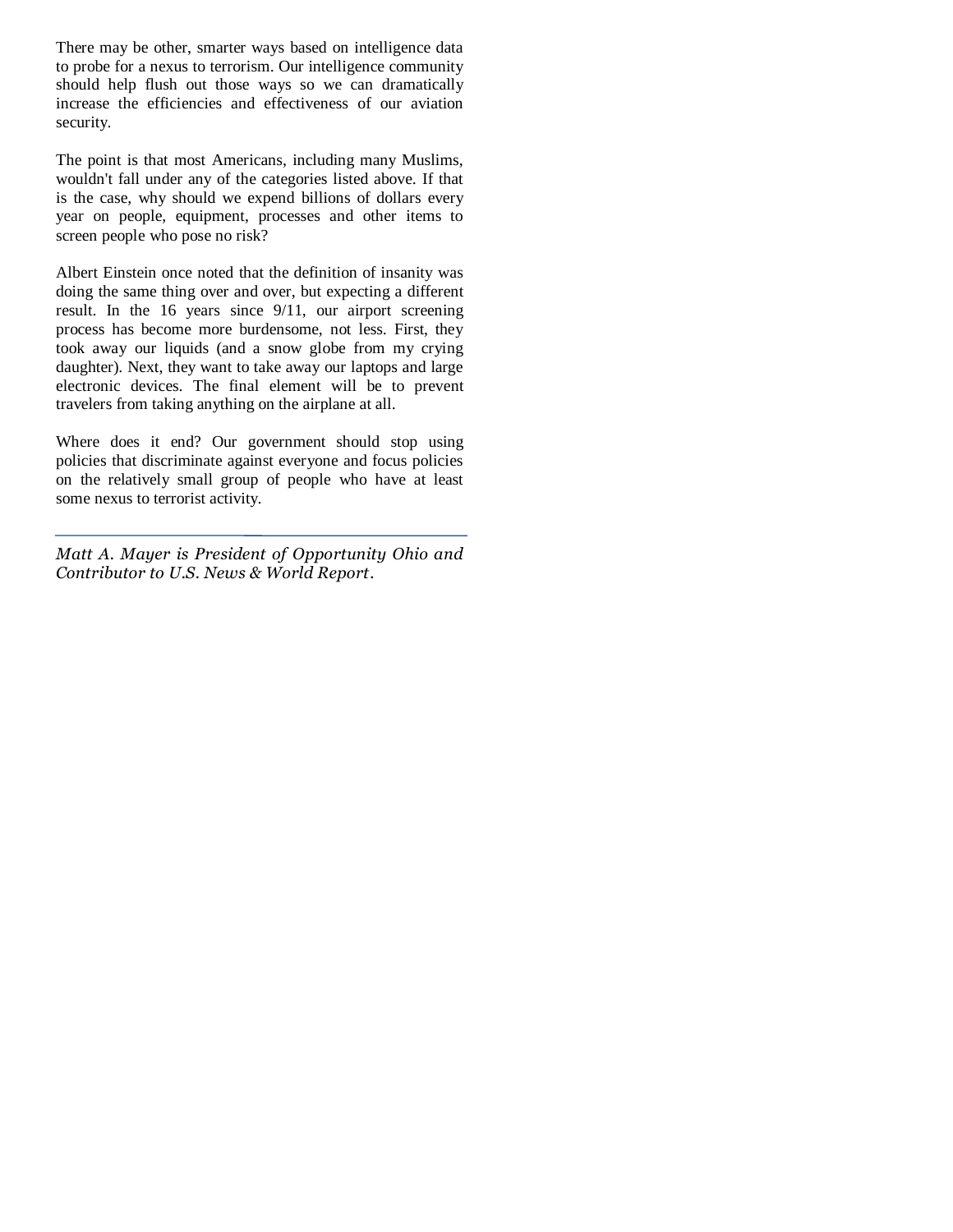There may be other, smarter ways based on intelligence data to probe for a nexus to terrorism. Our intelligence community should help flush out those ways so we can dramatically increase the efficiencies and effectiveness of our aviation security.

The point is that most Americans, including many Muslims, wouldn't fall under any of the categories listed above. If that is the case, why should we expend billions of dollars every year on people, equipment, processes and other items to screen people who pose no risk?

Albert Einstein once noted that the definition of insanity was doing the same thing over and over, but expecting a different result. In the 16 years since 9/11, our airport screening process has become more burdensome, not less. First, they took away our liquids (and a snow globe from my crying daughter). Next, they want to take away our laptops and large electronic devices. The final element will be to prevent travelers from taking anything on the airplane at all.

Where does it end? Our government should stop using policies that discriminate against everyone and focus policies on the relatively small group of people who have at least some nexus to terrorist activity.

---

*Matt A. Mayer is President of Opportunity Ohio and Contributor to U.S. News & World Report.*